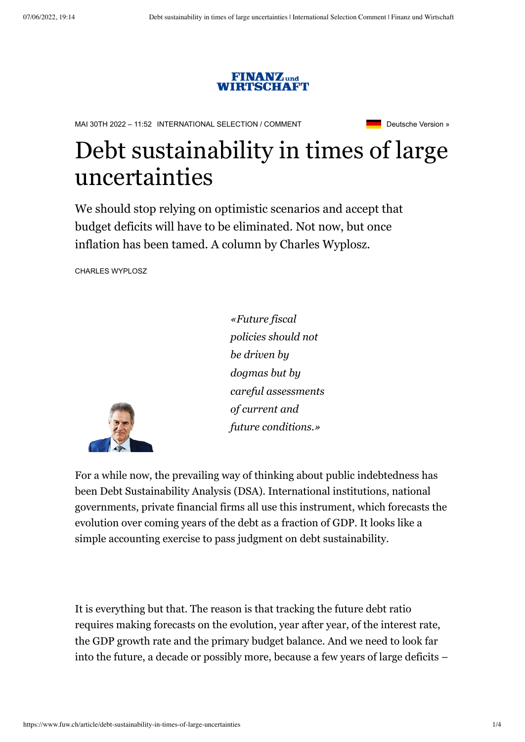FINANZ und WIRTSCHAFT

MAI 30TH 2022 – 11:52 INTERNATIONAL SELECTION / COMMENT

Deutsche Version »

# Debt sustainability in times of large uncertainties

We should stop relying on optimistic scenarios and accept that budget deficits will have to be eliminated. Not now, but once inflation has been tamed. A column by Charles Wyplosz.

CHARLES WYPLOSZ

*«Future fiscal policies should not be driven by dogmas but by careful assessments of current and future conditions.»*

For a while now, the prevailing way of thinking about public indebtedness has been Debt Sustainability Analysis (DSA). International institutions, national governments, private financial firms all use this instrument, which forecasts the evolution over coming years of the debt as a fraction of GDP. It looks like a simple accounting exercise to pass judgment on debt sustainability.

It is everything but that. The reason is that tracking the future debt ratio requires making forecasts on the evolution, year after year, of the interest rate, the GDP growth rate and the primary budget balance. And we need to look far into the future, a decade or possibly more, because a few years of large deficits –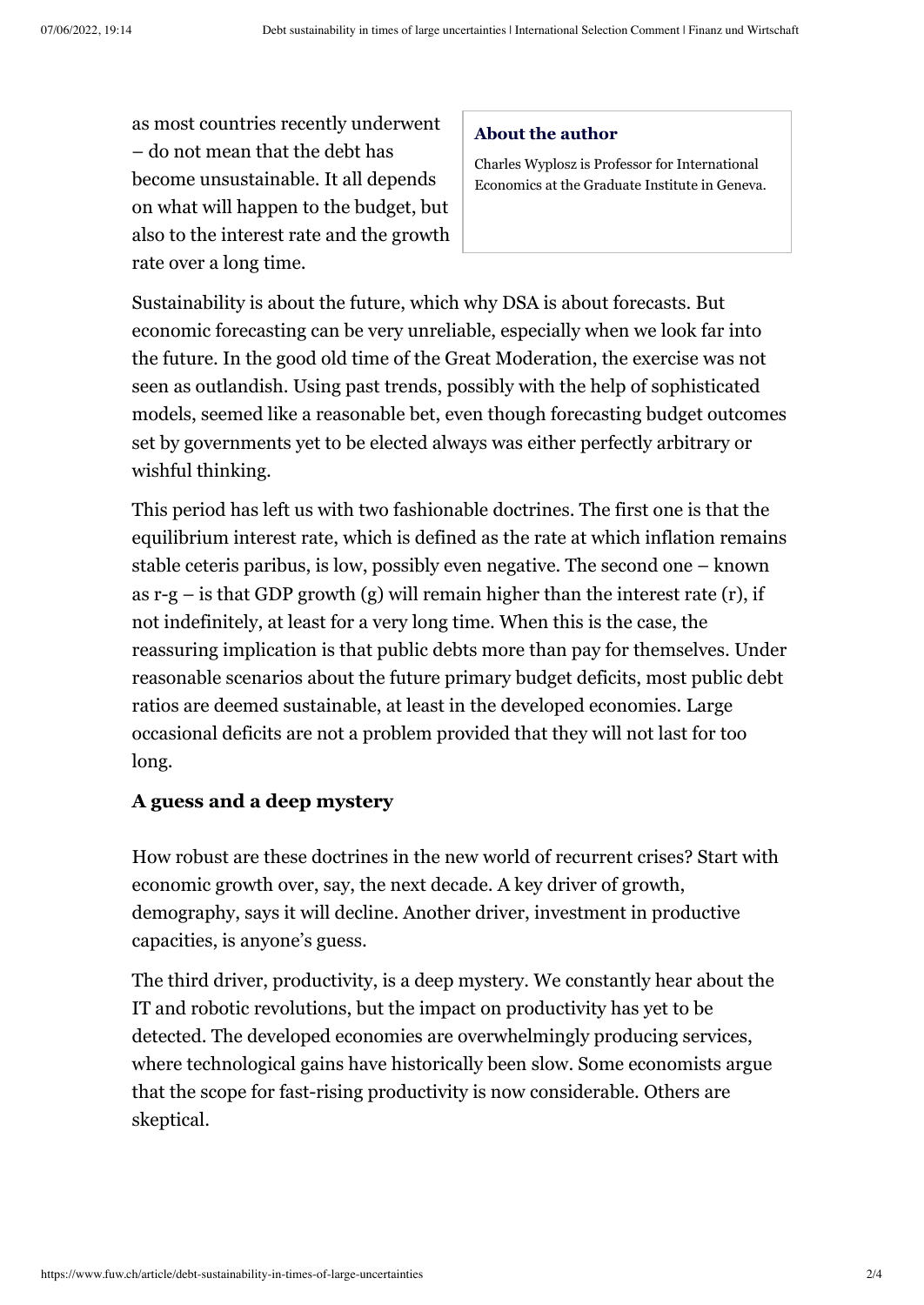as most countries recently underwent – do not mean that the debt has become unsustainable. It all depends on what will happen to the budget, but also to the interest rate and the growth rate over a long time.

**About the author**

Charles Wyplosz is Professor for International Economics at the Graduate Institute in Geneva.

Sustainability is about the future, which why DSA is about forecasts. But economic forecasting can be very unreliable, especially when we look far into the future. In the good old time of the Great Moderation, the exercise was not seen as outlandish. Using past trends, possibly with the help of sophisticated models, seemed like a reasonable bet, even though forecasting budget outcomes set by governments yet to be elected always was either perfectly arbitrary or wishful thinking.

This period has left us with two fashionable doctrines. The first one is that the equilibrium interest rate, which is defined as the rate at which inflation remains stable ceteris paribus, is low, possibly even negative. The second one – known as r-g – is that GDP growth (g) will remain higher than the interest rate (r), if not indefinitely, at least for a very long time. When this is the case, the reassuring implication is that public debts more than pay for themselves. Under reasonable scenarios about the future primary budget deficits, most public debt ratios are deemed sustainable, at least in the developed economies. Large occasional deficits are not a problem provided that they will not last for too long.

### A guess and a deep mystery

How robust are these doctrines in the new world of recurrent crises? Start with economic growth over, say, the next decade. A key driver of growth, demography, says it will decline. Another driver, investment in productive capacities, is anyone's guess.

The third driver, productivity, is a deep mystery. We constantly hear about the IT and robotic revolutions, but the impact on productivity has yet to be detected. The developed economies are overwhelmingly producing services, where technological gains have historically been slow. Some economists argue that the scope for fast-rising productivity is now considerable. Others are skeptical.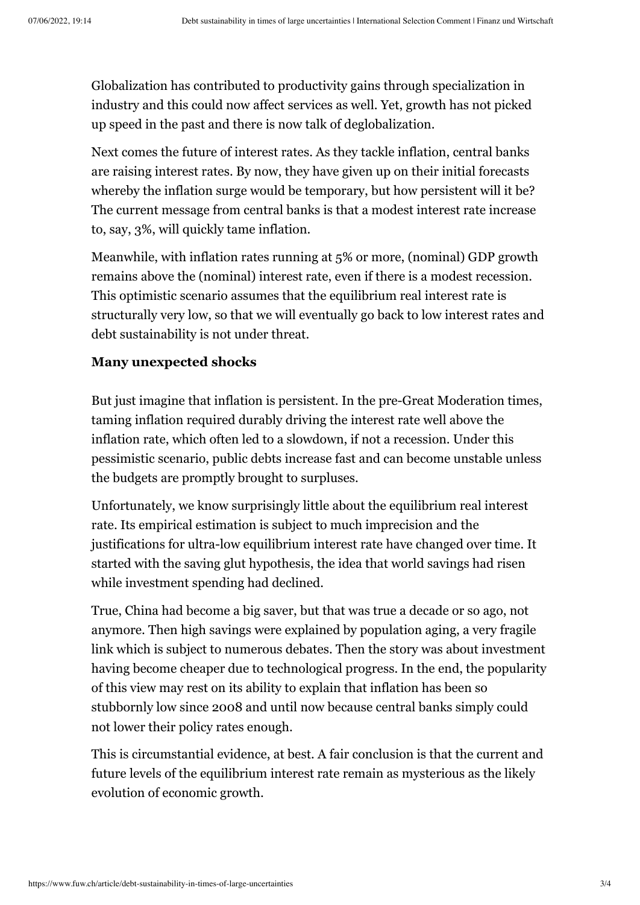Globalization has contributed to productivity gains through specialization in industry and this could now affect services as well. Yet, growth has not picked up speed in the past and there is now talk of deglobalization.

Next comes the future of interest rates. As they tackle inflation, central banks are raising interest rates. By now, they have given up on their initial forecasts whereby the inflation surge would be temporary, but how persistent will it be? The current message from central banks is that a modest interest rate increase to, say, 3%, will quickly tame inflation.

Meanwhile, with inflation rates running at 5% or more, (nominal) GDP growth remains above the (nominal) interest rate, even if there is a modest recession. This optimistic scenario assumes that the equilibrium real interest rate is structurally very low, so that we will eventually go back to low interest rates and debt sustainability is not under threat.

**Many unexpected shocks**

But just imagine that inflation is persistent. In the pre-Great Moderation times, taming inflation required durably driving the interest rate well above the inflation rate, which often led to a slowdown, if not a recession. Under this pessimistic scenario, public debts increase fast and can become unstable unless the budgets are promptly brought to surpluses.

Unfortunately, we know surprisingly little about the equilibrium real interest rate. Its empirical estimation is subject to much imprecision and the justifications for ultra-low equilibrium interest rate have changed over time. It started with the saving glut hypothesis, the idea that world savings had risen while investment spending had declined.

True, China had become a big saver, but that was true a decade or so ago, not anymore. Then high savings were explained by population aging, a very fragile link which is subject to numerous debates. Then the story was about investment having become cheaper due to technological progress. In the end, the popularity of this view may rest on its ability to explain that inflation has been so stubbornly low since 2008 and until now because central banks simply could not lower their policy rates enough.

This is circumstantial evidence, at best. A fair conclusion is that the current and future levels of the equilibrium interest rate remain as mysterious as the likely evolution of economic growth.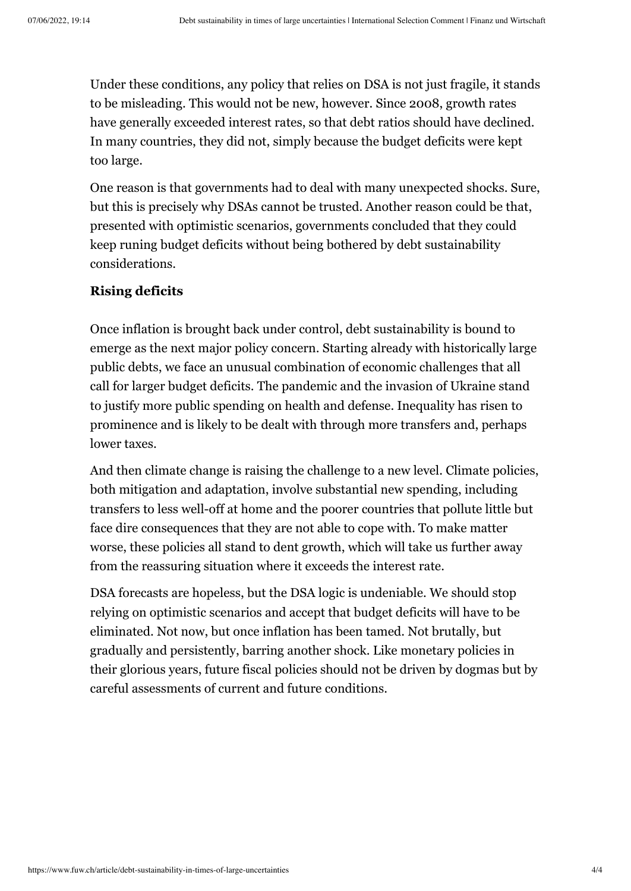Under these conditions, any policy that relies on DSA is not just fragile, it stands to be misleading. This would not be new, however. Since 2008, growth rates have generally exceeded interest rates, so that debt ratios should have declined. In many countries, they did not, simply because the budget deficits were kept too large.

One reason is that governments had to deal with many unexpected shocks. Sure, but this is precisely why DSAs cannot be trusted. Another reason could be that, presented with optimistic scenarios, governments concluded that they could keep runing budget deficits without being bothered by debt sustainability considerations.

### Rising deficits

Once inflation is brought back under control, debt sustainability is bound to emerge as the next major policy concern. Starting already with historically large public debts, we face an unusual combination of economic challenges that all call for larger budget deficits. The pandemic and the invasion of Ukraine stand to justify more public spending on health and defense. Inequality has risen to prominence and is likely to be dealt with through more transfers and, perhaps lower taxes.

And then climate change is raising the challenge to a new level. Climate policies, both mitigation and adaptation, involve substantial new spending, including transfers to less well-off at home and the poorer countries that pollute little but face dire consequences that they are not able to cope with. To make matter worse, these policies all stand to dent growth, which will take us further away from the reassuring situation where it exceeds the interest rate.

DSA forecasts are hopeless, but the DSA logic is undeniable. We should stop relying on optimistic scenarios and accept that budget deficits will have to be eliminated. Not now, but once inflation has been tamed. Not brutally, but gradually and persistently, barring another shock. Like monetary policies in their glorious years, future fiscal policies should not be driven by dogmas but by careful assessments of current and future conditions.